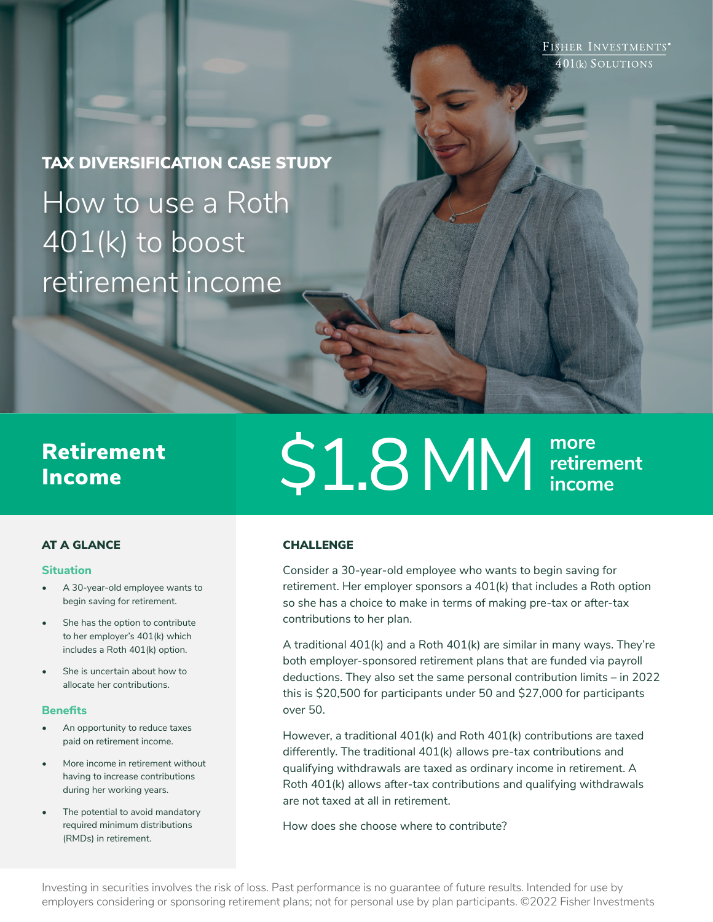FISHER INVESTMENTS®
401(k) SOLUTIONS

## TAX DIVERSIFICATION CASE STUDY

# How to use a Roth 401(k) to boost retirement income

## Retirement Income

**$1.8 MM more retirement income**

### AT A GLANCE

#### Situation

- A 30-year-old employee wants to begin saving for retirement.
- She has the option to contribute to her employer's 401(k) which includes a Roth 401(k) option.
- She is uncertain about how to allocate her contributions.

#### Benefits

- An opportunity to reduce taxes paid on retirement income.
- More income in retirement without having to increase contributions during her working years.
- The potential to avoid mandatory required minimum distributions (RMDs) in retirement.

### CHALLENGE

Consider a 30-year-old employee who wants to begin saving for retirement. Her employer sponsors a 401(k) that includes a Roth option so she has a choice to make in terms of making pre-tax or after-tax contributions to her plan.

A traditional 401(k) and a Roth 401(k) are similar in many ways. They're both employer-sponsored retirement plans that are funded via payroll deductions. They also set the same personal contribution limits – in 2022 this is $20,500 for participants under 50 and $27,000 for participants over 50.

However, a traditional 401(k) and Roth 401(k) contributions are taxed differently. The traditional 401(k) allows pre-tax contributions and qualifying withdrawals are taxed as ordinary income in retirement. A Roth 401(k) allows after-tax contributions and qualifying withdrawals are not taxed at all in retirement.

How does she choose where to contribute?

Investing in securities involves the risk of loss. Past performance is no guarantee of future results. Intended for use by employers considering or sponsoring retirement plans; not for personal use by plan participants. ©2022 Fisher Investments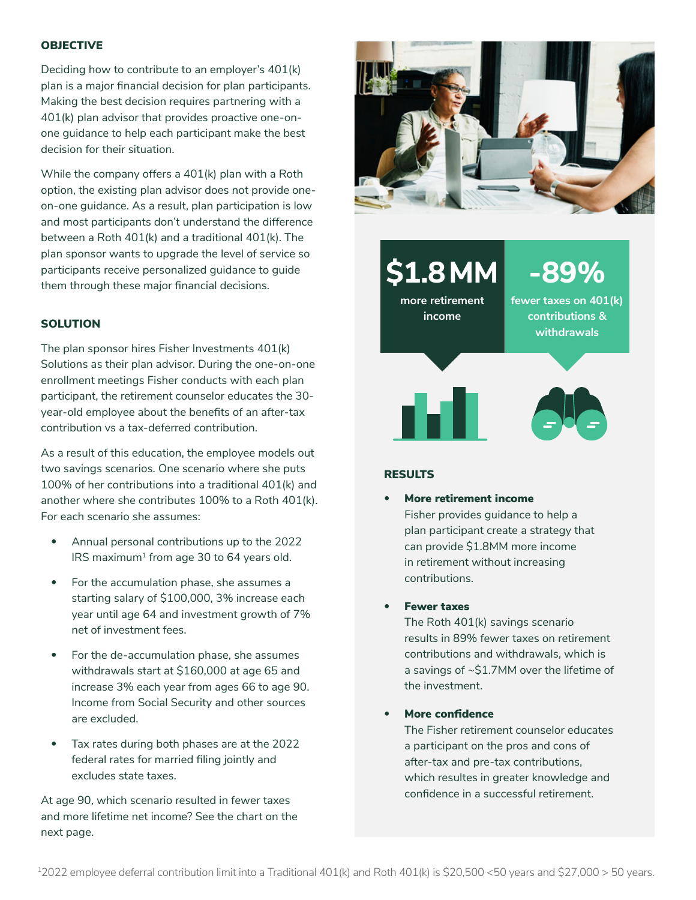## OBJECTIVE

Deciding how to contribute to an employer's 401(k) plan is a major financial decision for plan participants. Making the best decision requires partnering with a 401(k) plan advisor that provides proactive one-on-one guidance to help each participant make the best decision for their situation.

While the company offers a 401(k) plan with a Roth option, the existing plan advisor does not provide one-on-one guidance. As a result, plan participation is low and most participants don't understand the difference between a Roth 401(k) and a traditional 401(k). The plan sponsor wants to upgrade the level of service so participants receive personalized guidance to guide them through these major financial decisions.

## SOLUTION

The plan sponsor hires Fisher Investments 401(k) Solutions as their plan advisor. During the one-on-one enrollment meetings Fisher conducts with each plan participant, the retirement counselor educates the 30-year-old employee about the benefits of an after-tax contribution vs a tax-deferred contribution.

As a result of this education, the employee models out two savings scenarios. One scenario where she puts 100% of her contributions into a traditional 401(k) and another where she contributes 100% to a Roth 401(k). For each scenario she assumes:

- Annual personal contributions up to the 2022 IRS maximum[1] from age 30 to 64 years old.
- For the accumulation phase, she assumes a starting salary of $100,000, 3% increase each year until age 64 and investment growth of 7% net of investment fees.
- For the de-accumulation phase, she assumes withdrawals start at $160,000 at age 65 and increase 3% each year from ages 66 to age 90. Income from Social Security and other sources are excluded.
- Tax rates during both phases are at the 2022 federal rates for married filing jointly and excludes state taxes.

At age 90, which scenario resulted in fewer taxes and more lifetime net income? See the chart on the next page.

**$1.8MM**
more retirement income

**-89%**
fewer taxes on 401(k) contributions & withdrawals

## RESULTS

- **More retirement income**
  Fisher provides guidance to help a plan participant create a strategy that can provide $1.8MM more income in retirement without increasing contributions.

- **Fewer taxes**
  The Roth 401(k) savings scenario results in 89% fewer taxes on retirement contributions and withdrawals, which is a savings of ~$1.7MM over the lifetime of the investment.

- **More confidence**
  The Fisher retirement counselor educates a participant on the pros and cons of after-tax and pre-tax contributions, which resultes in greater knowledge and confidence in a successful retirement.

[1] 2022 employee deferral contribution limit into a Traditional 401(k) and Roth 401(k) is $20,500 <50 years and $27,000 > 50 years.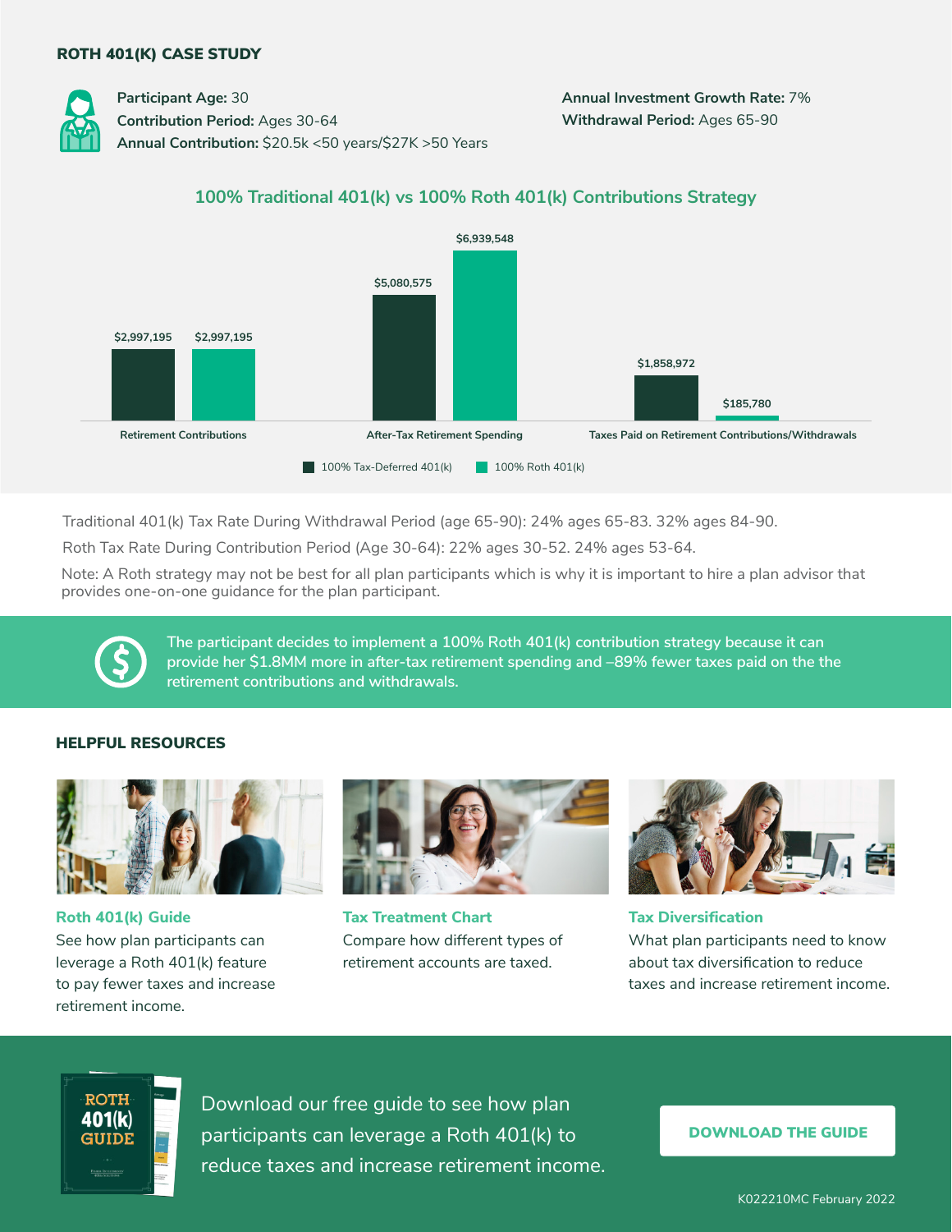## ROTH 401(K) CASE STUDY

**Participant Age:** 30
**Contribution Period:** Ages 30-64
**Annual Contribution:** $20.5k <50 years/$27K >50 Years

**Annual Investment Growth Rate:** 7%
**Withdrawal Period:** Ages 65-90

### 100% Traditional 401(k) vs 100% Roth 401(k) Contributions Strategy

Retirement Contributions
$2,997,195
$2,997,195

After-Tax Retirement Spending
$5,080,575
$6,939,548

Taxes Paid on Retirement Contributions/Withdrawals
$1,858,972
$185,780

100% Tax-Deferred 401(k)
100% Roth 401(k)

Traditional 401(k) Tax Rate During Withdrawal Period (age 65-90): 24% ages 65-83. 32% ages 84-90.

Roth Tax Rate During Contribution Period (Age 30-64): 22% ages 30-52. 24% ages 53-64.

Note: A Roth strategy may not be best for all plan participants which is why it is important to hire a plan advisor that provides one-on-one guidance for the plan participant.

The participant decides to implement a 100% Roth 401(k) contribution strategy because it can provide her $1.8MM more in after-tax retirement spending and –89% fewer taxes paid on the the retirement contributions and withdrawals.

## HELPFUL RESOURCES

**Roth 401(k) Guide**
See how plan participants can leverage a Roth 401(k) feature to pay fewer taxes and increase retirement income.

**Tax Treatment Chart**
Compare how different types of retirement accounts are taxed.

**Tax Diversification**
What plan participants need to know about tax diversification to reduce taxes and increase retirement income.

Download our free guide to see how plan participants can leverage a Roth 401(k) to reduce taxes and increase retirement income.

**DOWNLOAD THE GUIDE**

K022210MC February 2022